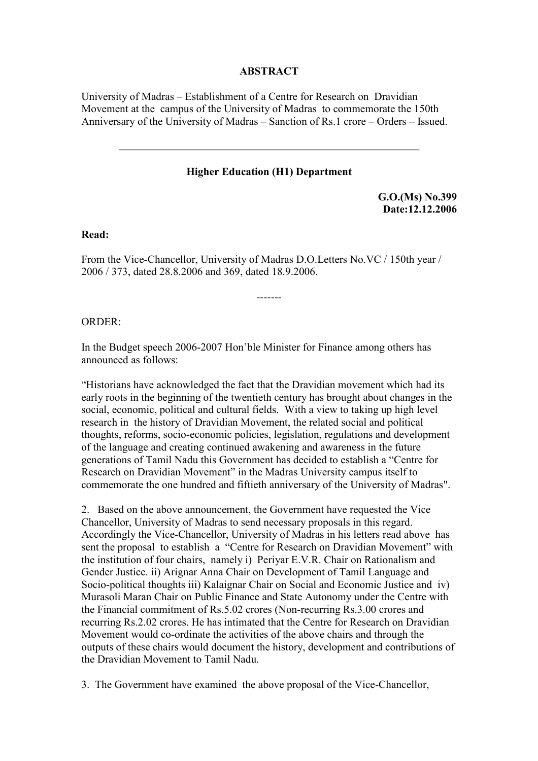**ABSTRACT**

University of Madras – Establishment of a Centre for Research on Dravidian Movement at the campus of the University of Madras to commemorate the 150th Anniversary of the University of Madras – Sanction of Rs.1 crore – Orders – Issued.

---

**Higher Education (H1) Department**

**G.O.(Ms) No.399**
**Date:12.12.2006**

**Read:**

From the Vice-Chancellor, University of Madras D.O.Letters No.VC / 150th year / 2006 / 373, dated 28.8.2006 and 369, dated 18.9.2006.

-------

ORDER:

In the Budget speech 2006-2007 Hon'ble Minister for Finance among others has announced as follows:

"Historians have acknowledged the fact that the Dravidian movement which had its early roots in the beginning of the twentieth century has brought about changes in the social, economic, political and cultural fields. With a view to taking up high level research in the history of Dravidian Movement, the related social and political thoughts, reforms, socio-economic policies, legislation, regulations and development of the language and creating continued awakening and awareness in the future generations of Tamil Nadu this Government has decided to establish a "Centre for Research on Dravidian Movement" in the Madras University campus itself to commemorate the one hundred and fiftieth anniversary of the University of Madras".

2. Based on the above announcement, the Government have requested the Vice Chancellor, University of Madras to send necessary proposals in this regard. Accordingly the Vice-Chancellor, University of Madras in his letters read above has sent the proposal to establish a "Centre for Research on Dravidian Movement" with the institution of four chairs, namely i) Periyar E.V.R. Chair on Rationalism and Gender Justice. ii) Arignar Anna Chair on Development of Tamil Language and Socio-political thoughts iii) Kalaignar Chair on Social and Economic Justice and iv) Murasoli Maran Chair on Public Finance and State Autonomy under the Centre with the Financial commitment of Rs.5.02 crores (Non-recurring Rs.3.00 crores and recurring Rs.2.02 crores. He has intimated that the Centre for Research on Dravidian Movement would co-ordinate the activities of the above chairs and through the outputs of these chairs would document the history, development and contributions of the Dravidian Movement to Tamil Nadu.

3. The Government have examined the above proposal of the Vice-Chancellor,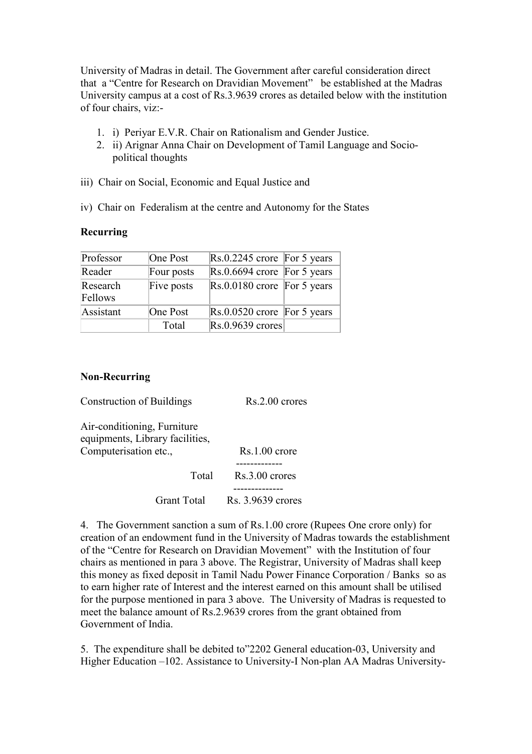University of Madras in detail. The Government after careful consideration direct that a "Centre for Research on Dravidian Movement" be established at the Madras University campus at a cost of Rs.3.9639 crores as detailed below with the institution of four chairs, viz:-

1. i) Periyar E.V.R. Chair on Rationalism and Gender Justice.
2. ii) Arignar Anna Chair on Development of Tamil Language and Socio-political thoughts

iii) Chair on Social, Economic and Equal Justice and

iv) Chair on Federalism at the centre and Autonomy for the States

**Recurring**

| Professor | One Post | Rs.0.2245 crore | For 5 years |
|---|---|---|---|
| Reader | Four posts | Rs.0.6694 crore | For 5 years |
| Research Fellows | Five posts | Rs.0.0180 crore | For 5 years |
| Assistant | One Post | Rs.0.0520 crore | For 5 years |
| | Total | Rs.0.9639 crores | |

**Non-Recurring**

Construction of Buildings Rs.2.00 crores

Air-conditioning, Furniture equipments, Library facilities, Computerisation etc., Rs.1.00 crore

-------------

Total Rs.3.00 crores

--------------

Grant Total Rs. 3.9639 crores

4. The Government sanction a sum of Rs.1.00 crore (Rupees One crore only) for creation of an endowment fund in the University of Madras towards the establishment of the "Centre for Research on Dravidian Movement" with the Institution of four chairs as mentioned in para 3 above. The Registrar, University of Madras shall keep this money as fixed deposit in Tamil Nadu Power Finance Corporation / Banks so as to earn higher rate of Interest and the interest earned on this amount shall be utilised for the purpose mentioned in para 3 above. The University of Madras is requested to meet the balance amount of Rs.2.9639 crores from the grant obtained from Government of India.

5. The expenditure shall be debited to"2202 General education-03, University and Higher Education –102. Assistance to University-I Non-plan AA Madras University-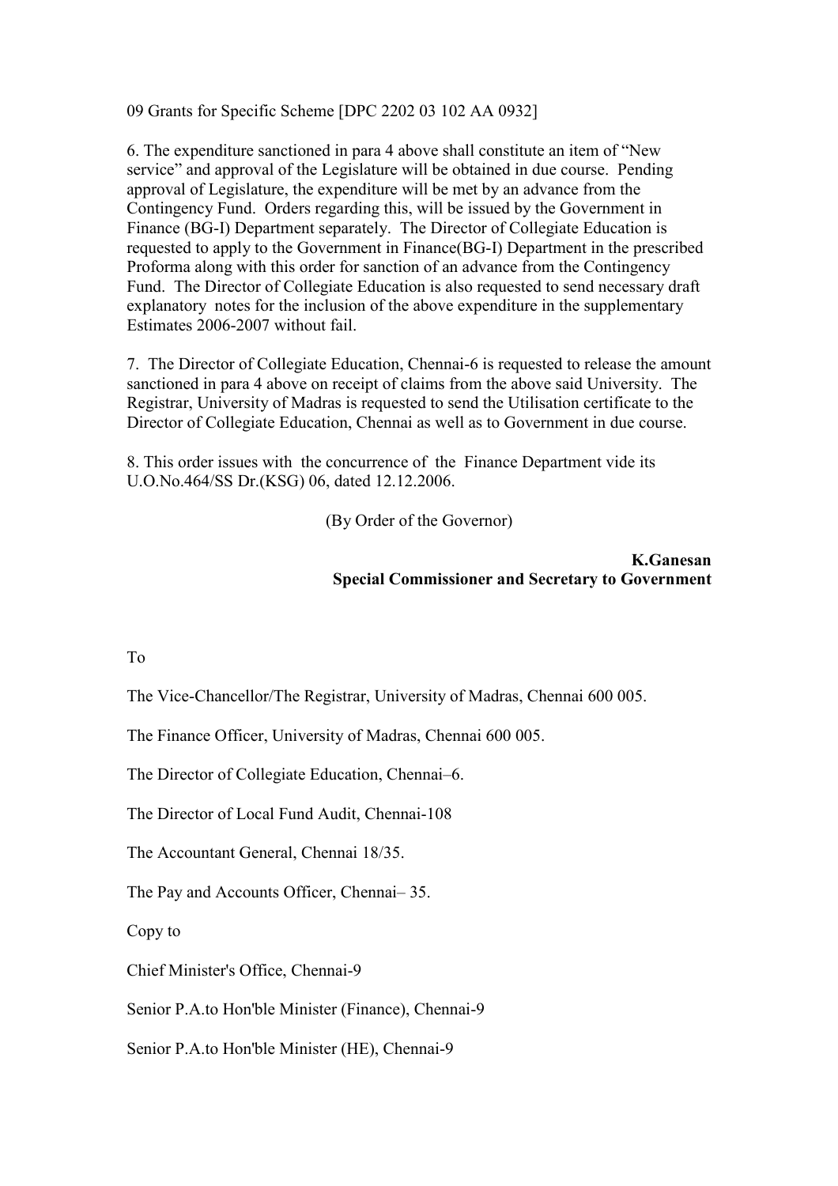09 Grants for Specific Scheme [DPC 2202 03 102 AA 0932]

6. The expenditure sanctioned in para 4 above shall constitute an item of "New service" and approval of the Legislature will be obtained in due course. Pending approval of Legislature, the expenditure will be met by an advance from the Contingency Fund. Orders regarding this, will be issued by the Government in Finance (BG-I) Department separately. The Director of Collegiate Education is requested to apply to the Government in Finance(BG-I) Department in the prescribed Proforma along with this order for sanction of an advance from the Contingency Fund. The Director of Collegiate Education is also requested to send necessary draft explanatory notes for the inclusion of the above expenditure in the supplementary Estimates 2006-2007 without fail.

7. The Director of Collegiate Education, Chennai-6 is requested to release the amount sanctioned in para 4 above on receipt of claims from the above said University. The Registrar, University of Madras is requested to send the Utilisation certificate to the Director of Collegiate Education, Chennai as well as to Government in due course.

8. This order issues with the concurrence of the Finance Department vide its U.O.No.464/SS Dr.(KSG) 06, dated 12.12.2006.

(By Order of the Governor)

**K.Ganesan**
**Special Commissioner and Secretary to Government**

To

The Vice-Chancellor/The Registrar, University of Madras, Chennai 600 005.

The Finance Officer, University of Madras, Chennai 600 005.

The Director of Collegiate Education, Chennai–6.

The Director of Local Fund Audit, Chennai-108

The Accountant General, Chennai 18/35.

The Pay and Accounts Officer, Chennai– 35.

Copy to

Chief Minister's Office, Chennai-9

Senior P.A.to Hon'ble Minister (Finance), Chennai-9

Senior P.A.to Hon'ble Minister (HE), Chennai-9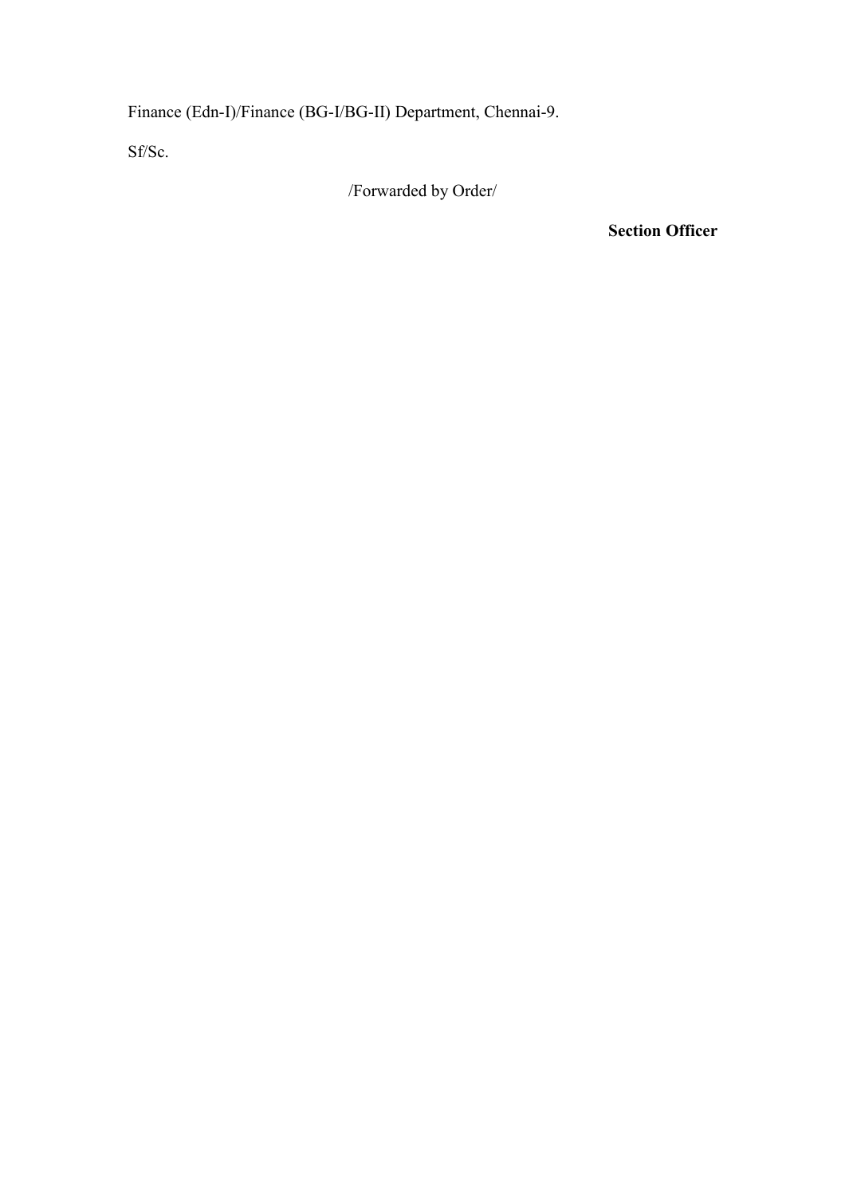Finance (Edn-I)/Finance (BG-I/BG-II) Department, Chennai-9.

Sf/Sc.

/Forwarded by Order/

**Section Officer**